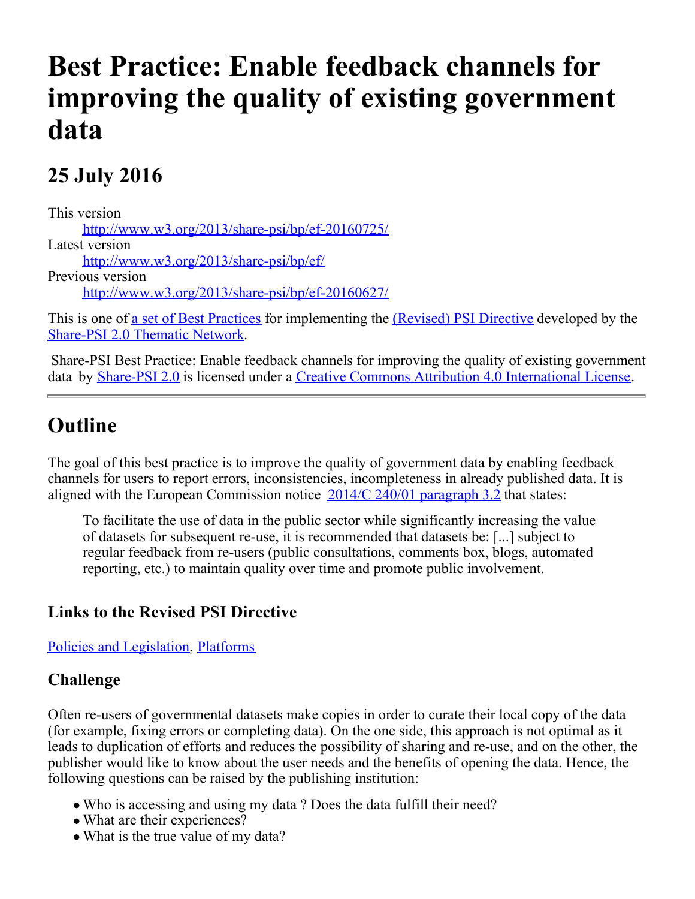# Best Practice: Enable feedback channels for improving the quality of existing government data

## 25 July 2016

This version
    http://www.w3.org/2013/share-psi/bp/ef-20160725/
Latest version
    http://www.w3.org/2013/share-psi/bp/ef/
Previous version
    http://www.w3.org/2013/share-psi/bp/ef-20160627/

This is one of a set of Best Practices for implementing the (Revised) PSI Directive developed by the Share-PSI 2.0 Thematic Network.

Share-PSI Best Practice: Enable feedback channels for improving the quality of existing government data by Share-PSI 2.0 is licensed under a Creative Commons Attribution 4.0 International License.

---

## Outline

The goal of this best practice is to improve the quality of government data by enabling feedback channels for users to report errors, inconsistencies, incompleteness in already published data. It is aligned with the European Commission notice 2014/C 240/01 paragraph 3.2 that states:

> To facilitate the use of data in the public sector while significantly increasing the value of datasets for subsequent re-use, it is recommended that datasets be: [...] subject to regular feedback from re-users (public consultations, comments box, blogs, automated reporting, etc.) to maintain quality over time and promote public involvement.

### Links to the Revised PSI Directive

Policies and Legislation, Platforms

### Challenge

Often re-users of governmental datasets make copies in order to curate their local copy of the data (for example, fixing errors or completing data). On the one side, this approach is not optimal as it leads to duplication of efforts and reduces the possibility of sharing and re-use, and on the other, the publisher would like to know about the user needs and the benefits of opening the data. Hence, the following questions can be raised by the publishing institution:

- Who is accessing and using my data ? Does the data fulfill their need?
- What are their experiences?
- What is the true value of my data?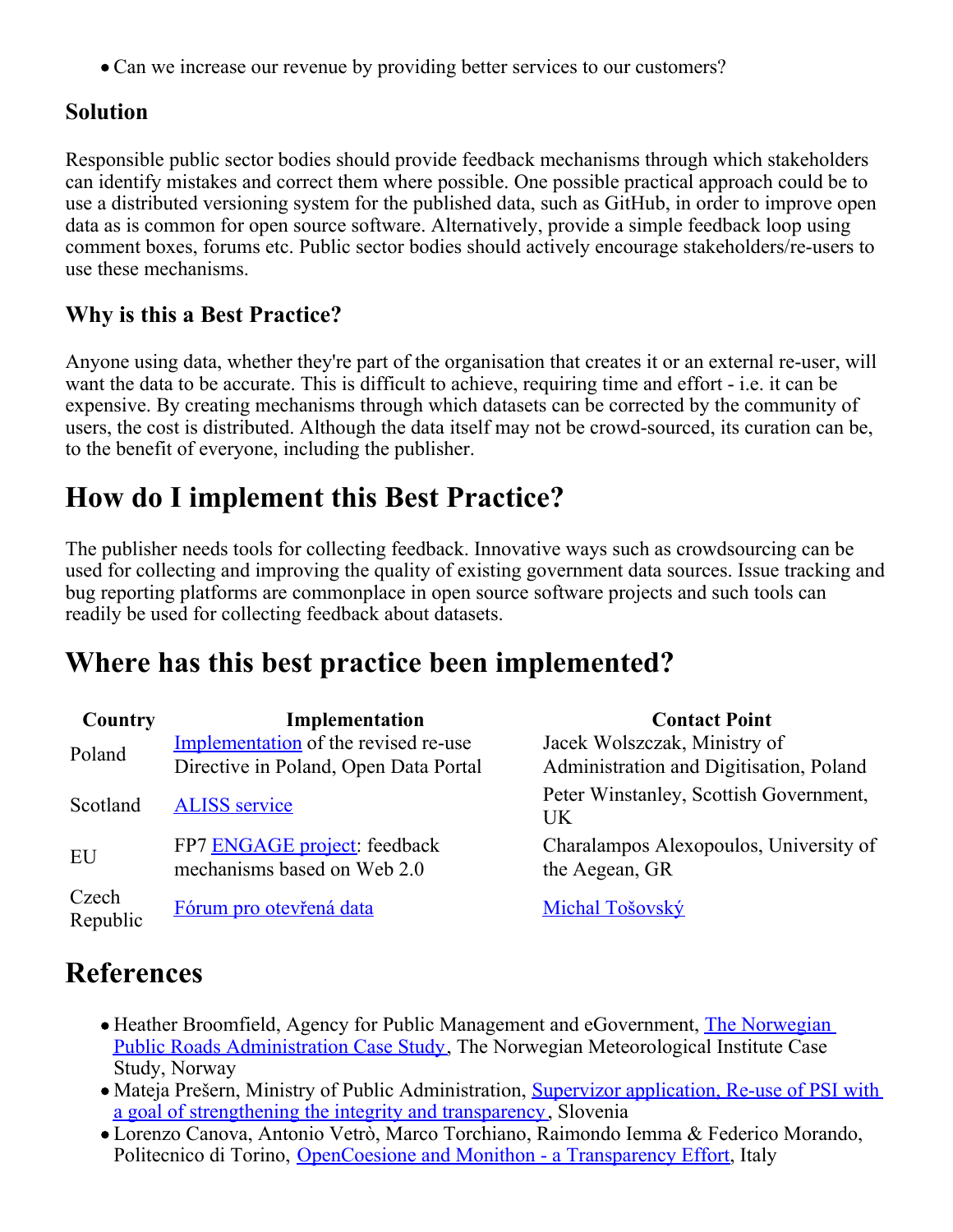- Can we increase our revenue by providing better services to our customers?

### Solution

Responsible public sector bodies should provide feedback mechanisms through which stakeholders can identify mistakes and correct them where possible. One possible practical approach could be to use a distributed versioning system for the published data, such as GitHub, in order to improve open data as is common for open source software. Alternatively, provide a simple feedback loop using comment boxes, forums etc. Public sector bodies should actively encourage stakeholders/re-users to use these mechanisms.

### Why is this a Best Practice?

Anyone using data, whether they're part of the organisation that creates it or an external re-user, will want the data to be accurate. This is difficult to achieve, requiring time and effort - i.e. it can be expensive. By creating mechanisms through which datasets can be corrected by the community of users, the cost is distributed. Although the data itself may not be crowd-sourced, its curation can be, to the benefit of everyone, including the publisher.

## How do I implement this Best Practice?

The publisher needs tools for collecting feedback. Innovative ways such as crowdsourcing can be used for collecting and improving the quality of existing government data sources. Issue tracking and bug reporting platforms are commonplace in open source software projects and such tools can readily be used for collecting feedback about datasets.

## Where has this best practice been implemented?

| Country | Implementation | Contact Point |
|---|---|---|
| Poland | Implementation of the revised re-use Directive in Poland, Open Data Portal | Jacek Wolszczak, Ministry of Administration and Digitisation, Poland |
| Scotland | ALISS service | Peter Winstanley, Scottish Government, UK |
| EU | FP7 ENGAGE project: feedback mechanisms based on Web 2.0 | Charalampos Alexopoulos, University of the Aegean, GR |
| Czech Republic | Fórum pro otevřená data | Michal Tošovský |

## References

- Heather Broomfield, Agency for Public Management and eGovernment, The Norwegian Public Roads Administration Case Study, The Norwegian Meteorological Institute Case Study, Norway
- Mateja Prešern, Ministry of Public Administration, Supervizor application, Re-use of PSI with a goal of strengthening the integrity and transparency, Slovenia
- Lorenzo Canova, Antonio Vetrò, Marco Torchiano, Raimondo Iemma & Federico Morando, Politecnico di Torino, OpenCoesione and Monithon - a Transparency Effort, Italy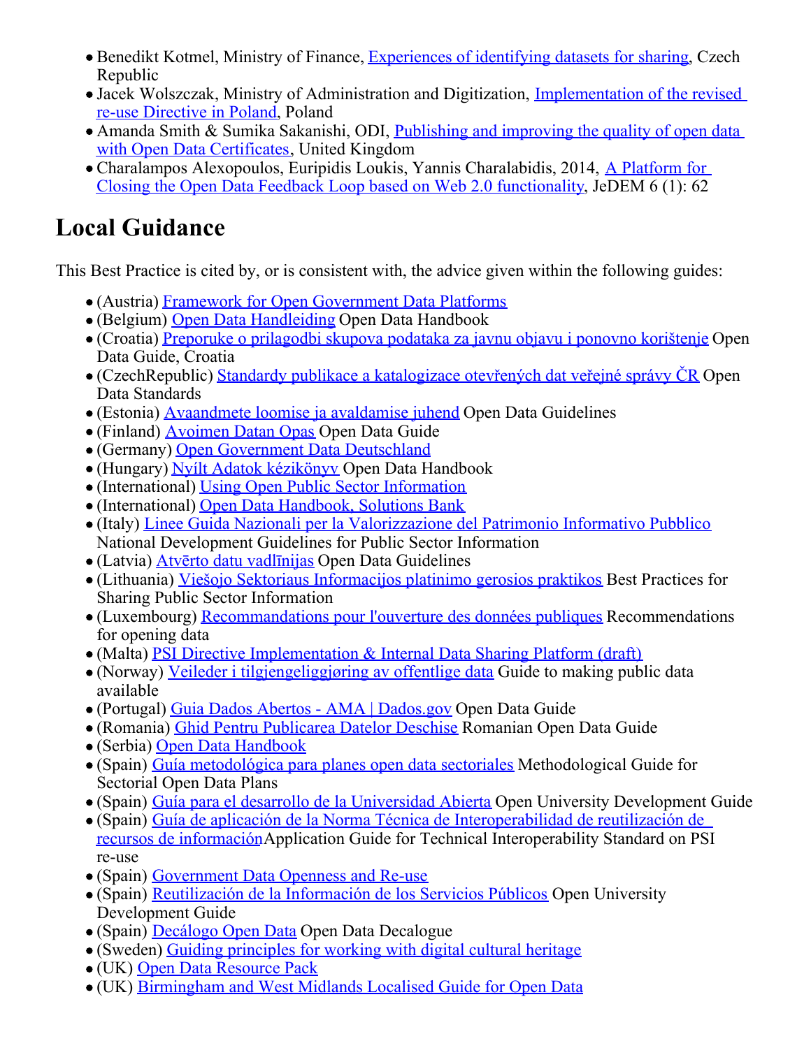- Benedikt Kotmel, Ministry of Finance, Experiences of identifying datasets for sharing, Czech Republic
- Jacek Wolszczak, Ministry of Administration and Digitization, Implementation of the revised re-use Directive in Poland, Poland
- Amanda Smith & Sumika Sakanishi, ODI, Publishing and improving the quality of open data with Open Data Certificates, United Kingdom
- Charalampos Alexopoulos, Euripidis Loukis, Yannis Charalabidis, 2014, A Platform for Closing the Open Data Feedback Loop based on Web 2.0 functionality, JeDEM 6 (1): 62

# Local Guidance

This Best Practice is cited by, or is consistent with, the advice given within the following guides:

- (Austria) Framework for Open Government Data Platforms
- (Belgium) Open Data Handleiding Open Data Handbook
- (Croatia) Preporuke o prilagodbi skupova podataka za javnu objavu i ponovno korištenje Open Data Guide, Croatia
- (CzechRepublic) Standardy publikace a katalogizace otevřených dat veřejné správy ČR Open Data Standards
- (Estonia) Avaandmete loomise ja avaldamise juhend Open Data Guidelines
- (Finland) Avoimen Datan Opas Open Data Guide
- (Germany) Open Government Data Deutschland
- (Hungary) Nyílt Adatok kézikönyv Open Data Handbook
- (International) Using Open Public Sector Information
- (International) Open Data Handbook, Solutions Bank
- (Italy) Linee Guida Nazionali per la Valorizzazione del Patrimonio Informativo Pubblico National Development Guidelines for Public Sector Information
- (Latvia) Atvērto datu vadlīnijas Open Data Guidelines
- (Lithuania) Viešojo Sektoriaus Informacijos platinimo gerosios praktikos Best Practices for Sharing Public Sector Information
- (Luxembourg) Recommandations pour l'ouverture des données publiques Recommendations for opening data
- (Malta) PSI Directive Implementation & Internal Data Sharing Platform (draft)
- (Norway) Veileder i tilgjengeliggjøring av offentlige data Guide to making public data available
- (Portugal) Guia Dados Abertos - AMA | Dados.gov Open Data Guide
- (Romania) Ghid Pentru Publicarea Datelor Deschise Romanian Open Data Guide
- (Serbia) Open Data Handbook
- (Spain) Guía metodológica para planes open data sectoriales Methodological Guide for Sectorial Open Data Plans
- (Spain) Guía para el desarrollo de la Universidad Abierta Open University Development Guide
- (Spain) Guía de aplicación de la Norma Técnica de Interoperabilidad de reutilización de recursos de informaciónApplication Guide for Technical Interoperability Standard on PSI re-use
- (Spain) Government Data Openness and Re-use
- (Spain) Reutilización de la Información de los Servicios Públicos Open University Development Guide
- (Spain) Decálogo Open Data Open Data Decalogue
- (Sweden) Guiding principles for working with digital cultural heritage
- (UK) Open Data Resource Pack
- (UK) Birmingham and West Midlands Localised Guide for Open Data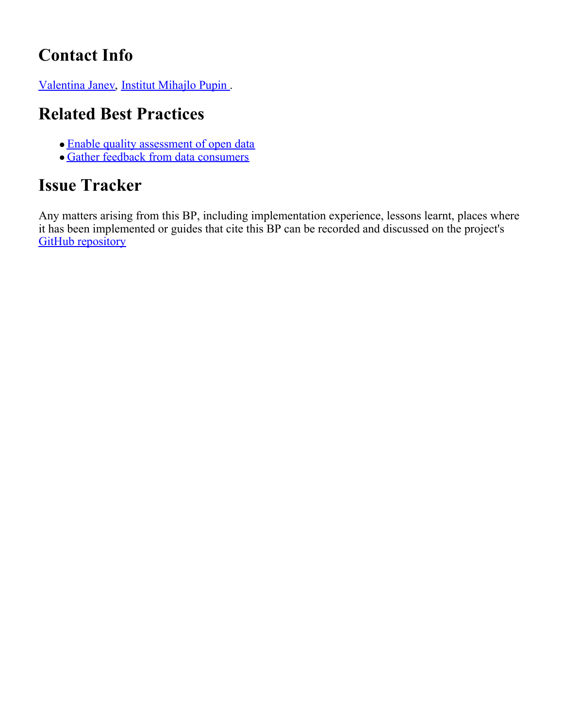## Contact Info

Valentina Janev, Institut Mihajlo Pupin .

## Related Best Practices

- Enable quality assessment of open data
- Gather feedback from data consumers

## Issue Tracker

Any matters arising from this BP, including implementation experience, lessons learnt, places where it has been implemented or guides that cite this BP can be recorded and discussed on the project's GitHub repository